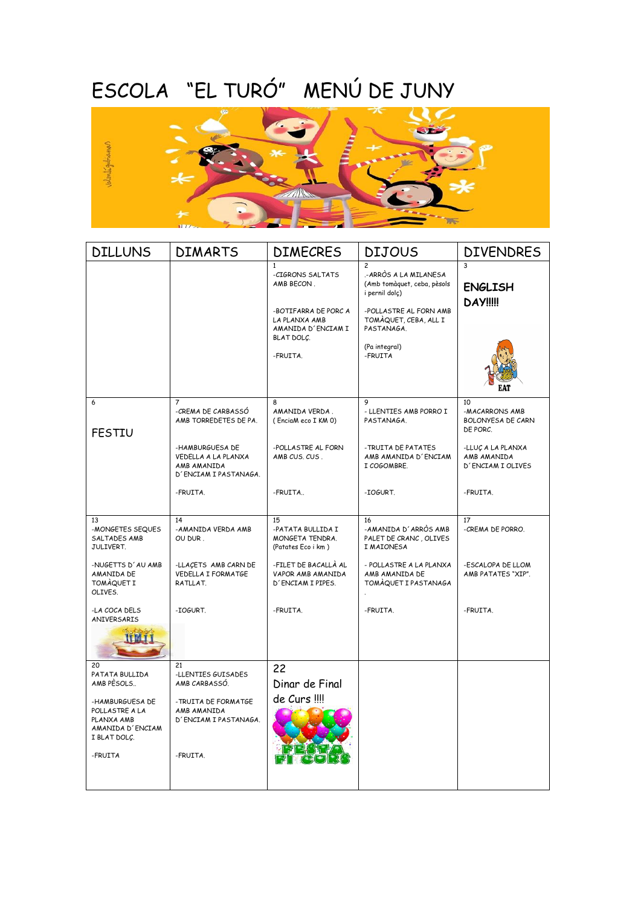# ESCOLA "EL TURÓ" MENÚ DE JUNY

| DILLUNS | DIMARTS | DIMECRES | DIJOUS | DIVENDRES |
| --- | --- | --- | --- | --- |
| | | 1<br>-CIGRONS SALTATS AMB BECON .<br><br>-BOTIFARRA DE PORC A LA PLANXA AMB AMANIDA D´ENCIAM I BLAT DOLÇ.<br><br>-FRUITA. | 2<br>.-ARRÒS A LA MILANESA (Amb tomàquet, ceba, pèsols i pernil dolç)<br><br>-POLLASTRE AL FORN AMB TOMÀQUET, CEBA, ALL I PASTANAGA.<br><br>(Pa integral)<br>-FRUITA | 3<br>**ENGLISH DAY!!!!!**<br>EAT |
| 6<br>FESTIU | 7<br>-CREMA DE CARBASSÓ AMB TORREDETES DE PA.<br><br>-HAMBURGUESA DE VEDELLA A LA PLANXA AMB AMANIDA D´ENCIAM I PASTANAGA.<br><br>-FRUITA. | 8<br>AMANIDA VERDA . ( EnciaM eco I KM 0)<br><br>-POLLASTRE AL FORN AMB CUS. CUS .<br><br>-FRUITA.. | 9<br>- LLENTIES AMB PORRO I PASTANAGA.<br><br>-TRUITA DE PATATES AMB AMANIDA D´ENCIAM I COGOMBRE.<br><br>-IOGURT. | 10<br>-MACARRONS AMB BOLONYESA DE CARN DE PORC.<br><br>-LLUÇ A LA PLANXA AMB AMANIDA D´ENCIAM I OLIVES<br><br>-FRUITA. |
| 13<br>-MONGETES SEQUES SALTADES AMB JULIVERT.<br><br>-NUGETTS D´AU AMB AMANIDA DE TOMÀQUET I OLIVES.<br><br>-LA COCA DELS ANIVERSARIS | 14<br>-AMANIDA VERDA AMB OU DUR .<br><br>-LLAÇETS AMB CARN DE VEDELLA I FORMATGE RATLLAT.<br><br>-IOGURT. | 15<br>-PATATA BULLIDA I MONGETA TENDRA. (Patates Eco i km )<br><br>-FILET DE BACALLÀ AL VAPOR AMB AMANIDA D´ENCIAM I PIPES.<br><br>-FRUITA. | 16<br>-AMANIDA D´ARRÒS AMB PALET DE CRANC , OLIVES I MAIONESA<br><br>- POLLASTRE A LA PLANXA AMB AMANIDA DE TOMÀQUET I PASTANAGA<br>.<br>-FRUITA. | 17<br>-CREMA DE PORRO.<br><br>-ESCALOPA DE LLOM AMB PATATES "XIP".<br><br>-FRUITA. |
| 20<br>PATATA BULLIDA AMB PÈSOLS..<br><br>-HAMBURGUESA DE POLLASTRE A LA PLANXA AMB AMANIDA D´ENCIAM I BLAT DOLÇ.<br><br>-FRUITA | 21<br>-LLENTIES GUISADES AMB CARBASSÓ.<br><br>-TRUITA DE FORMATGE AMB AMANIDA D´ENCIAM I PASTANAGA.<br><br>-FRUITA. | 22<br>Dinar de Final de Curs !!!!<br>FESTA FI CURS | | |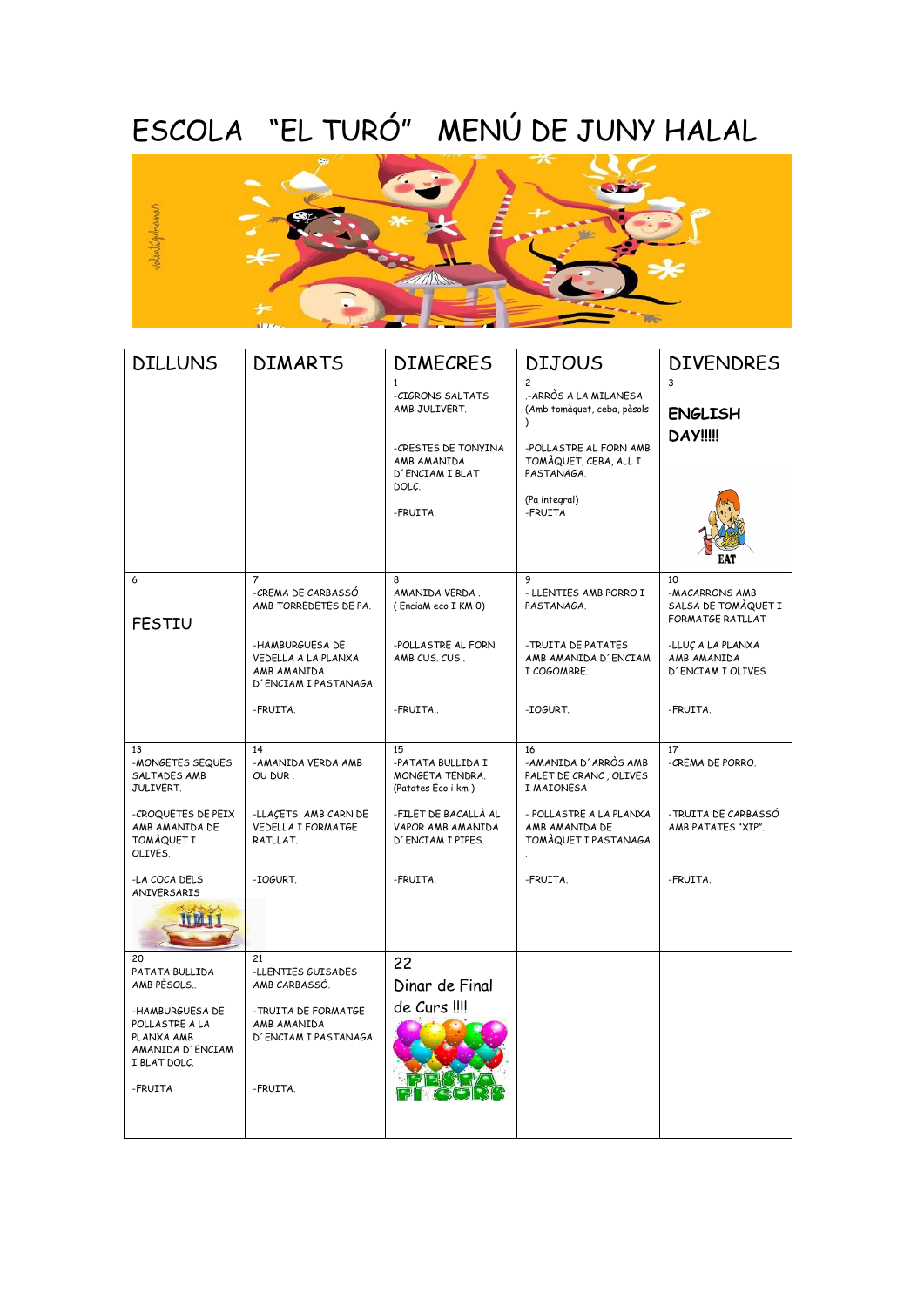# ESCOLA "EL TURÓ" MENÚ DE JUNY HALAL

| DILLUNS | DIMARTS | DIMECRES | DIJOUS | DIVENDRES |
|---|---|---|---|---|
| | | 1<br>-CIGRONS SALTATS AMB JULIVERT.<br><br>-CRESTES DE TONYINA AMB AMANIDA D´ENCIAM I BLAT DOLÇ.<br><br>-FRUITA. | 2<br>.-ARRÒS A LA MILANESA (Amb tomàquet, ceba, pèsols )<br><br>-POLLASTRE AL FORN AMB TOMÀQUET, CEBA, ALL I PASTANAGA.<br><br>(Pa integral)<br>-FRUITA | 3<br><br>**ENGLISH DAY!!!!!**<br><br>EAT |
| 6<br><br>FESTIU | 7<br>-CREMA DE CARBASSÓ AMB TORREDETES DE PA.<br><br>-HAMBURGUESA DE VEDELLA A LA PLANXA AMB AMANIDA D´ENCIAM I PASTANAGA.<br><br>-FRUITA. | 8<br>AMANIDA VERDA . ( EnciaM eco I KM 0)<br><br>-POLLASTRE AL FORN AMB CUS. CUS .<br><br>-FRUITA.. | 9<br>- LLENTIES AMB PORRO I PASTANAGA.<br><br>-TRUITA DE PATATES AMB AMANIDA D´ENCIAM I COGOMBRE.<br><br>-IOGURT. | 10<br>-MACARRONS AMB SALSA DE TOMÀQUET I FORMATGE RATLLAT<br><br>-LLUÇ A LA PLANXA AMB AMANIDA D´ENCIAM I OLIVES<br><br>-FRUITA. |
| 13<br>-MONGETES SEQUES SALTADES AMB JULIVERT.<br><br>-CROQUETES DE PEIX AMB AMANIDA DE TOMÀQUET I OLIVES.<br><br>-LA COCA DELS ANIVERSARIS | 14<br>-AMANIDA VERDA AMB OU DUR .<br><br>-LLAÇETS AMB CARN DE VEDELLA I FORMATGE RATLLAT.<br><br>-IOGURT. | 15<br>-PATATA BULLIDA I MONGETA TENDRA. (Patates Eco i km )<br><br>-FILET DE BACALLÀ AL VAPOR AMB AMANIDA D´ENCIAM I PIPES.<br><br>-FRUITA. | 16<br>-AMANIDA D´ARRÒS AMB PALET DE CRANC , OLIVES I MAIONESA<br><br>- POLLASTRE A LA PLANXA AMB AMANIDA DE TOMÀQUET I PASTANAGA<br><br>-FRUITA. | 17<br>-CREMA DE PORRO.<br><br>-TRUITA DE CARBASSÓ AMB PATATES "XIP".<br><br>-FRUITA. |
| 20<br>PATATA BULLIDA AMB PÈSOLS..<br><br>-HAMBURGUESA DE POLLASTRE A LA PLANXA AMB AMANIDA D´ENCIAM I BLAT DOLÇ.<br><br>-FRUITA | 21<br>-LLENTIES GUISADES AMB CARBASSÓ.<br><br>-TRUITA DE FORMATGE AMB AMANIDA D´ENCIAM I PASTANAGA.<br><br>-FRUITA. | 22<br>Dinar de Final de Curs !!!!<br><br>FESTA FI CURS | | |